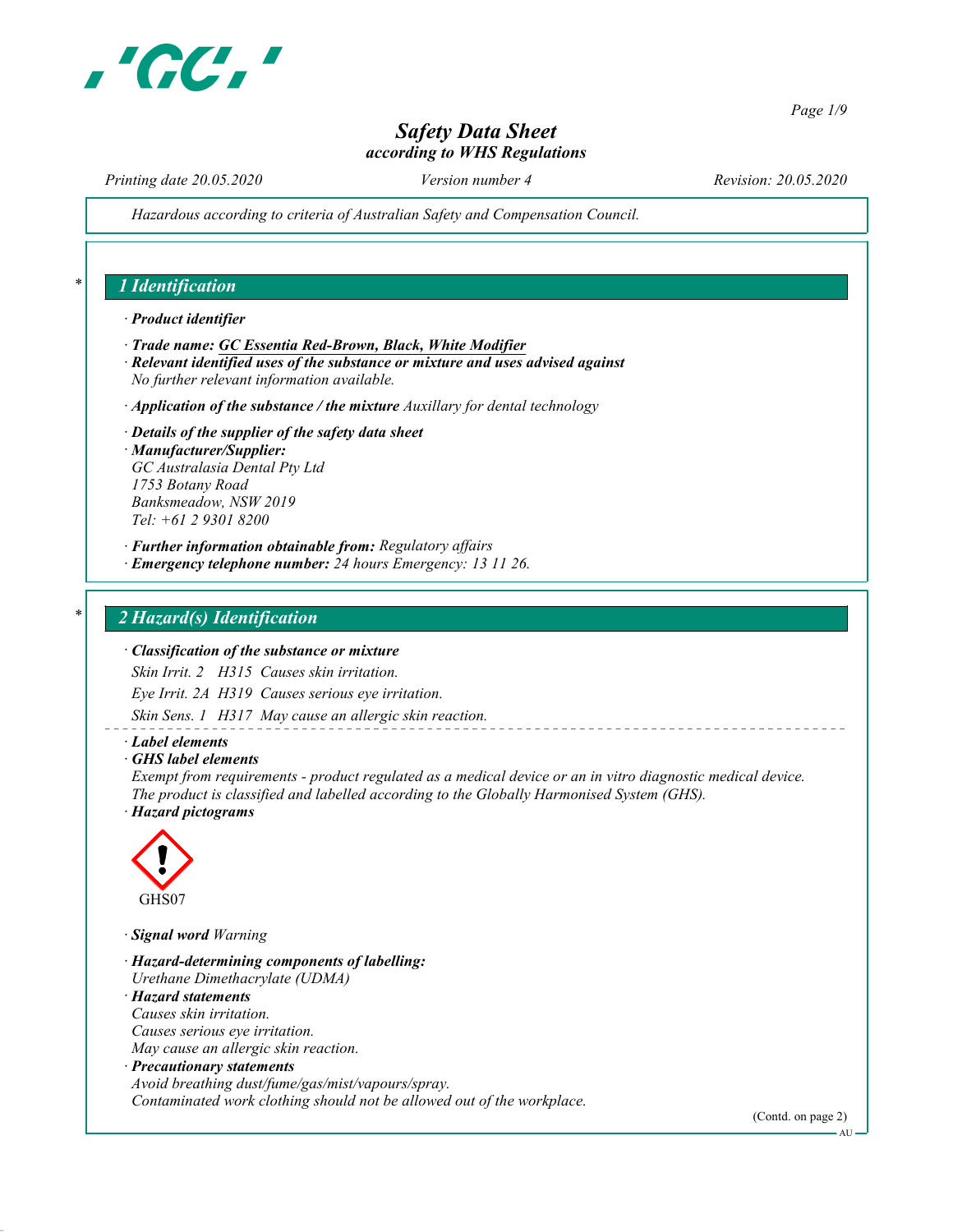# Safety Data Sheet
*according to WHS Regulations*

Printing date 20.05.2020 | Version number 4 | Revision: 20.05.2020

*Hazardous according to criteria of Australian Safety and Compensation Council.*

## * 1 Identification

· **Product identifier**

· **Trade name: GC Essentia Red-Brown, Black, White Modifier**

· **Relevant identified uses of the substance or mixture and uses advised against**
No further relevant information available.

· **Application of the substance / the mixture** Auxillary for dental technology

· **Details of the supplier of the safety data sheet**

· **Manufacturer/Supplier:**
GC Australasia Dental Pty Ltd
1753 Botany Road
Banksmeadow, NSW 2019
Tel: +61 2 9301 8200

· **Further information obtainable from:** Regulatory affairs

· **Emergency telephone number:** 24 hours Emergency: 13 11 26.

## * 2 Hazard(s) Identification

· **Classification of the substance or mixture**

Skin Irrit. 2 H315 Causes skin irritation.

Eye Irrit. 2A H319 Causes serious eye irritation.

Skin Sens. 1 H317 May cause an allergic skin reaction.

· **Label elements**

· **GHS label elements**
Exempt from requirements - product regulated as a medical device or an in vitro diagnostic medical device.
The product is classified and labelled according to the Globally Harmonised System (GHS).

· **Hazard pictograms**

GHS07

· **Signal word** Warning

· **Hazard-determining components of labelling:**
Urethane Dimethacrylate (UDMA)

· **Hazard statements**
Causes skin irritation.
Causes serious eye irritation.
May cause an allergic skin reaction.

· **Precautionary statements**
Avoid breathing dust/fume/gas/mist/vapours/spray.
Contaminated work clothing should not be allowed out of the workplace.

(Contd. on page 2)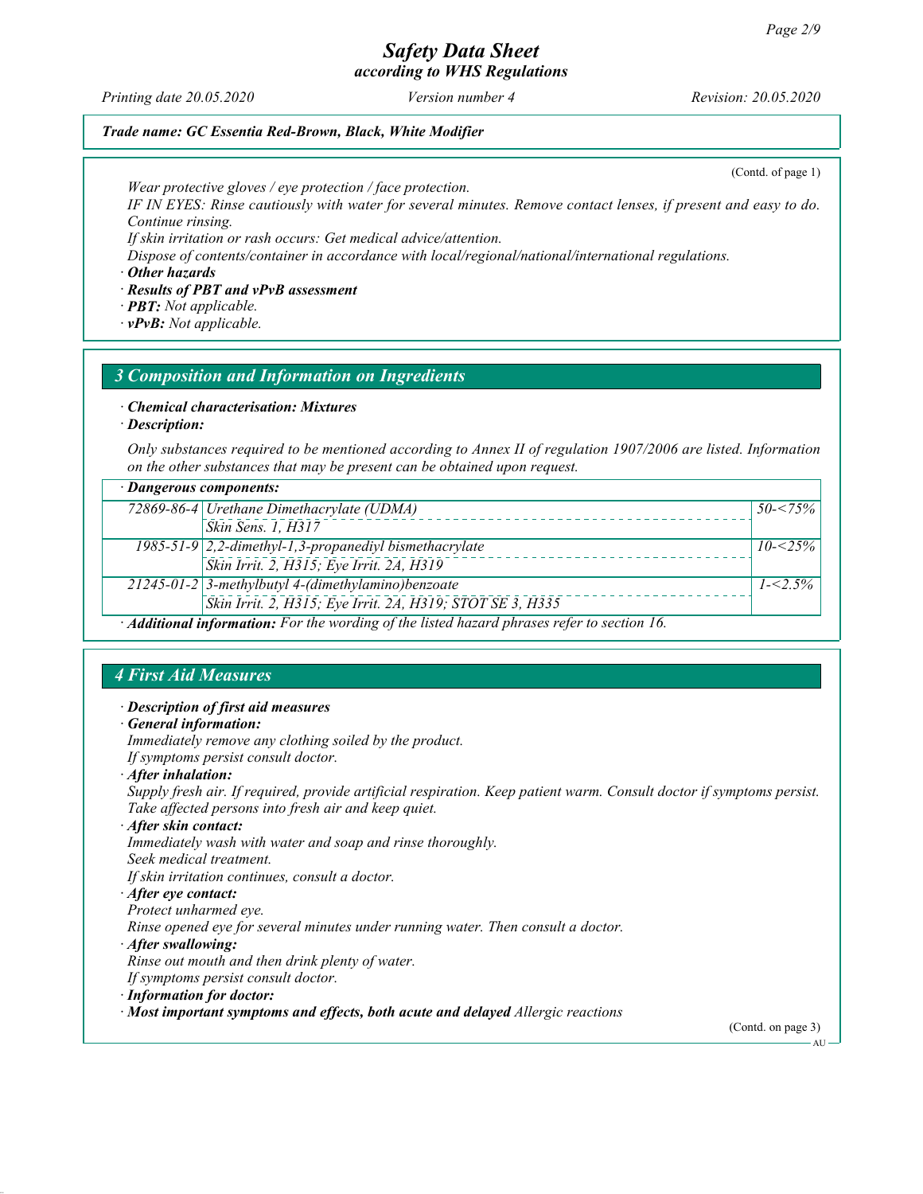*Trade name: GC Essentia Red-Brown, Black, White Modifier*

(Contd. of page 1)

*Wear protective gloves / eye protection / face protection.*
*IF IN EYES: Rinse cautiously with water for several minutes. Remove contact lenses, if present and easy to do. Continue rinsing.*
*If skin irritation or rash occurs: Get medical advice/attention.*
*Dispose of contents/container in accordance with local/regional/national/international regulations.*

· ***Other hazards***
· ***Results of PBT and vPvB assessment***
· ***PBT:*** *Not applicable.*
· ***vPvB:*** *Not applicable.*

## *3 Composition and Information on Ingredients*

· ***Chemical characterisation: Mixtures***
· ***Description:***

*Only substances required to be mentioned according to Annex II of regulation 1907/2006 are listed. Information on the other substances that may be present can be obtained upon request.*

| · ***Dangerous components:*** | | |
|---|---|---|
| *72869-86-4* | *Urethane Dimethacrylate (UDMA)* | *50-<75%* |
| | *Skin Sens. 1, H317* | |
| *1985-51-9* | *2,2-dimethyl-1,3-propanediyl bismethacrylate* | *10-<25%* |
| | *Skin Irrit. 2, H315; Eye Irrit. 2A, H319* | |
| *21245-01-2* | *3-methylbutyl 4-(dimethylamino)benzoate* | *1-<2.5%* |
| | *Skin Irrit. 2, H315; Eye Irrit. 2A, H319; STOT SE 3, H335* | |

· ***Additional information:*** *For the wording of the listed hazard phrases refer to section 16.*

## *4 First Aid Measures*

· ***Description of first aid measures***
· ***General information:***
*Immediately remove any clothing soiled by the product.*
*If symptoms persist consult doctor.*
· ***After inhalation:***
*Supply fresh air. If required, provide artificial respiration. Keep patient warm. Consult doctor if symptoms persist.*
*Take affected persons into fresh air and keep quiet.*
· ***After skin contact:***
*Immediately wash with water and soap and rinse thoroughly.*
*Seek medical treatment.*
*If skin irritation continues, consult a doctor.*
· ***After eye contact:***
*Protect unharmed eye.*
*Rinse opened eye for several minutes under running water. Then consult a doctor.*
· ***After swallowing:***
*Rinse out mouth and then drink plenty of water.*
*If symptoms persist consult doctor.*
· ***Information for doctor:***
· ***Most important symptoms and effects, both acute and delayed*** *Allergic reactions*

(Contd. on page 3)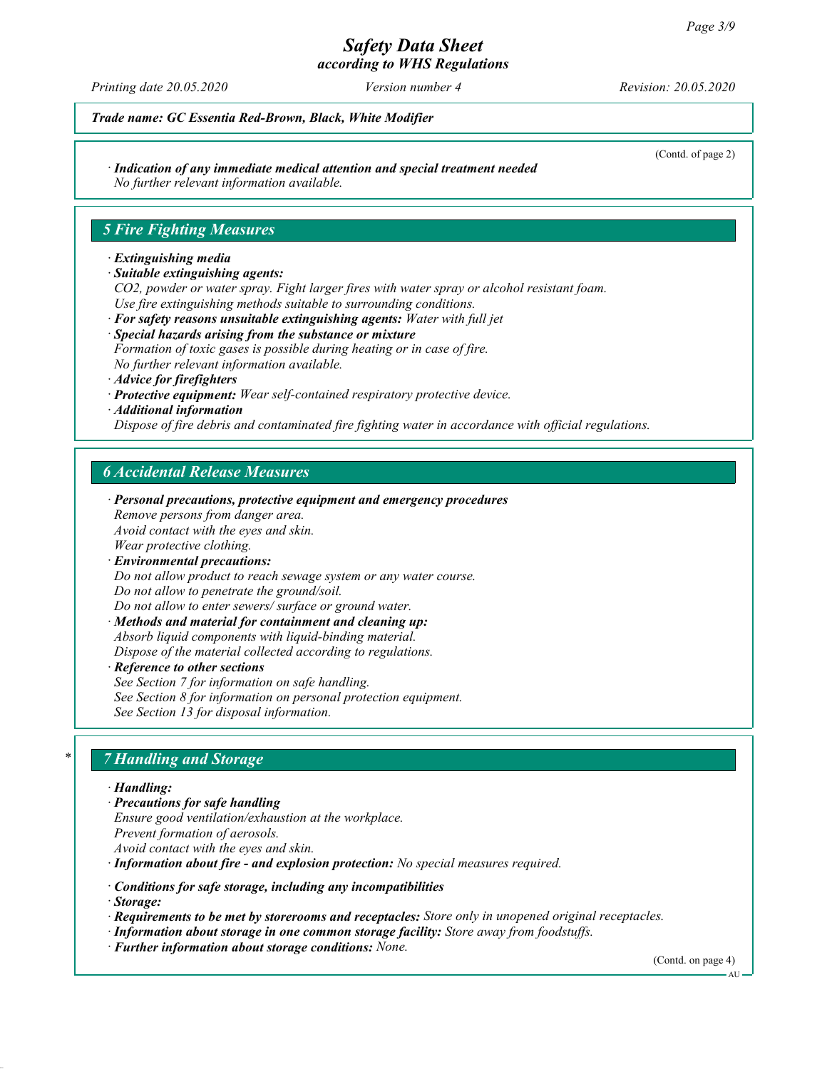(Contd. of page 2)

· ***Indication of any immediate medical attention and special treatment needed***
*No further relevant information available.*

## *5 Fire Fighting Measures*

· ***Extinguishing media***
· ***Suitable extinguishing agents:***
*$CO_2$, powder or water spray. Fight larger fires with water spray or alcohol resistant foam.*
*Use fire extinguishing methods suitable to surrounding conditions.*
· ***For safety reasons unsuitable extinguishing agents:*** *Water with full jet*
· ***Special hazards arising from the substance or mixture***
*Formation of toxic gases is possible during heating or in case of fire.*
*No further relevant information available.*
· ***Advice for firefighters***
· ***Protective equipment:*** *Wear self-contained respiratory protective device.*
· ***Additional information***
*Dispose of fire debris and contaminated fire fighting water in accordance with official regulations.*

## *6 Accidental Release Measures*

· ***Personal precautions, protective equipment and emergency procedures***
*Remove persons from danger area.*
*Avoid contact with the eyes and skin.*
*Wear protective clothing.*
· ***Environmental precautions:***
*Do not allow product to reach sewage system or any water course.*
*Do not allow to penetrate the ground/soil.*
*Do not allow to enter sewers/ surface or ground water.*
· ***Methods and material for containment and cleaning up:***
*Absorb liquid components with liquid-binding material.*
*Dispose of the material collected according to regulations.*
· ***Reference to other sections***
*See Section 7 for information on safe handling.*
*See Section 8 for information on personal protection equipment.*
*See Section 13 for disposal information.*

## * *7 Handling and Storage*

· ***Handling:***
· ***Precautions for safe handling***
*Ensure good ventilation/exhaustion at the workplace.*
*Prevent formation of aerosols.*
*Avoid contact with the eyes and skin.*
· ***Information about fire - and explosion protection:*** *No special measures required.*

· ***Conditions for safe storage, including any incompatibilities***
· ***Storage:***
· ***Requirements to be met by storerooms and receptacles:*** *Store only in unopened original receptacles.*
· ***Information about storage in one common storage facility:*** *Store away from foodstuffs.*
· ***Further information about storage conditions:*** *None.*

(Contd. on page 4)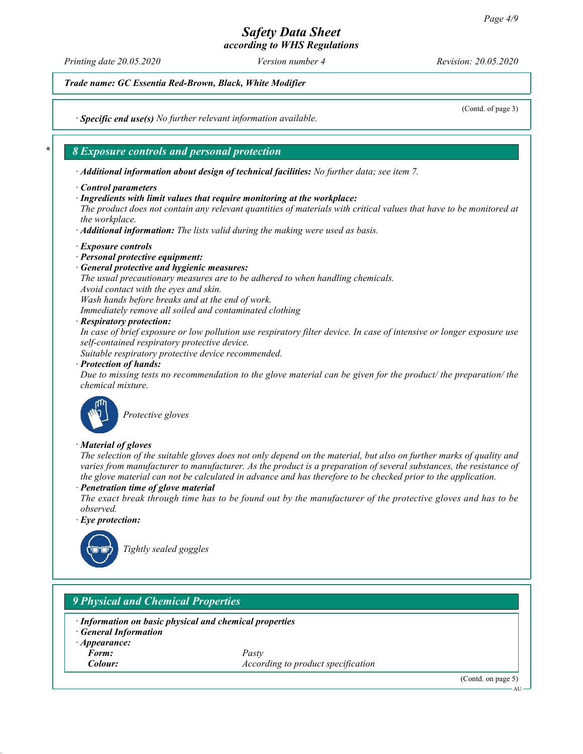*Trade name: GC Essentia Red-Brown, Black, White Modifier*

(Contd. of page 3)

· ***Specific end use(s)*** *No further relevant information available.*

## \* 8 Exposure controls and personal protection

· ***Additional information about design of technical facilities:*** *No further data; see item 7.*

· ***Control parameters***
· ***Ingredients with limit values that require monitoring at the workplace:***
*The product does not contain any relevant quantities of materials with critical values that have to be monitored at the workplace.*
· ***Additional information:*** *The lists valid during the making were used as basis.*

· ***Exposure controls***
· ***Personal protective equipment:***
· ***General protective and hygienic measures:***
*The usual precautionary measures are to be adhered to when handling chemicals.*
*Avoid contact with the eyes and skin.*
*Wash hands before breaks and at the end of work.*
*Immediately remove all soiled and contaminated clothing*
· ***Respiratory protection:***
*In case of brief exposure or low pollution use respiratory filter device. In case of intensive or longer exposure use self-contained respiratory protective device.*
*Suitable respiratory protective device recommended.*
· ***Protection of hands:***
*Due to missing tests no recommendation to the glove material can be given for the product/ the preparation/ the chemical mixture.*

*Protective gloves*

· ***Material of gloves***
*The selection of the suitable gloves does not only depend on the material, but also on further marks of quality and varies from manufacturer to manufacturer. As the product is a preparation of several substances, the resistance of the glove material can not be calculated in advance and has therefore to be checked prior to the application.*
· ***Penetration time of glove material***
*The exact break through time has to be found out by the manufacturer of the protective gloves and has to be observed.*
· ***Eye protection:***

*Tightly sealed goggles*

## 9 Physical and Chemical Properties

· ***Information on basic physical and chemical properties***
· ***General Information***
· ***Appearance:***

| | |
|---|---|
| ***Form:*** | *Pasty* |
| ***Colour:*** | *According to product specification* |

(Contd. on page 5)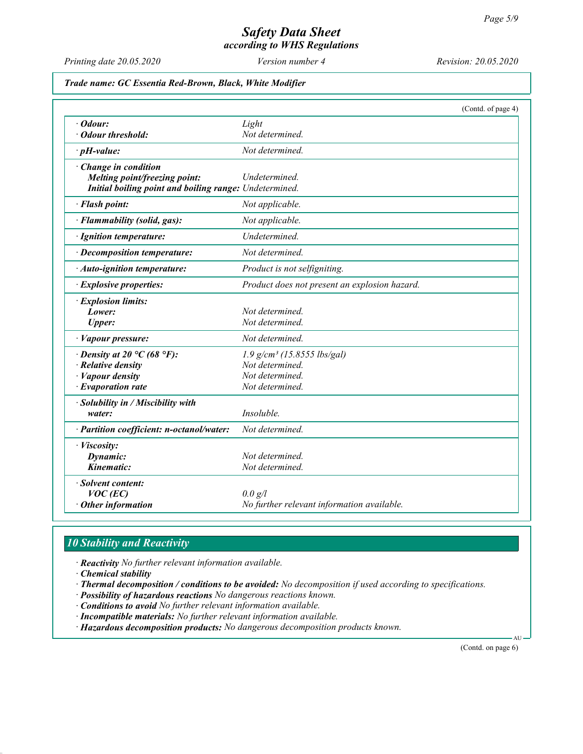# Safety Data Sheet
*according to WHS Regulations*

*Printing date 20.05.2020* *Version number 4* *Revision: 20.05.2020*

***Trade name: GC Essentia Red-Brown, Black, White Modifier***

(Contd. of page 4)

| | |
|---|---|
| · ***Odour:*** | *Light* |
| · ***Odour threshold:*** | *Not determined.* |
| · ***pH-value:*** | *Not determined.* |
| · ***Change in condition*** | |
| ***Melting point/freezing point:*** | *Undetermined.* |
| ***Initial boiling point and boiling range:*** | *Undetermined.* |
| · ***Flash point:*** | *Not applicable.* |
| · ***Flammability (solid, gas):*** | *Not applicable.* |
| · ***Ignition temperature:*** | *Undetermined.* |
| · ***Decomposition temperature:*** | *Not determined.* |
| · ***Auto-ignition temperature:*** | *Product is not selfigniting.* |
| · ***Explosive properties:*** | *Product does not present an explosion hazard.* |
| · ***Explosion limits:*** | |
| ***Lower:*** | *Not determined.* |
| ***Upper:*** | *Not determined.* |
| · ***Vapour pressure:*** | *Not determined.* |
| · ***Density at 20 °C (68 °F):*** | *1.9 g/cm³ (15.8555 lbs/gal)* |
| · ***Relative density*** | *Not determined.* |
| · ***Vapour density*** | *Not determined.* |
| · ***Evaporation rate*** | *Not determined.* |
| · ***Solubility in / Miscibility with*** | |
| ***water:*** | *Insoluble.* |
| · ***Partition coefficient: n-octanol/water:*** | *Not determined.* |
| · ***Viscosity:*** | |
| ***Dynamic:*** | *Not determined.* |
| ***Kinematic:*** | *Not determined.* |
| · ***Solvent content:*** | |
| ***VOC (EC)*** | *0.0 g/l* |
| · ***Other information*** | *No further relevant information available.* |

## *10 Stability and Reactivity*

· ***Reactivity*** *No further relevant information available.*
· ***Chemical stability***
· ***Thermal decomposition / conditions to be avoided:*** *No decomposition if used according to specifications.*
· ***Possibility of hazardous reactions*** *No dangerous reactions known.*
· ***Conditions to avoid*** *No further relevant information available.*
· ***Incompatible materials:*** *No further relevant information available.*
· ***Hazardous decomposition products:*** *No dangerous decomposition products known.*

(Contd. on page 6)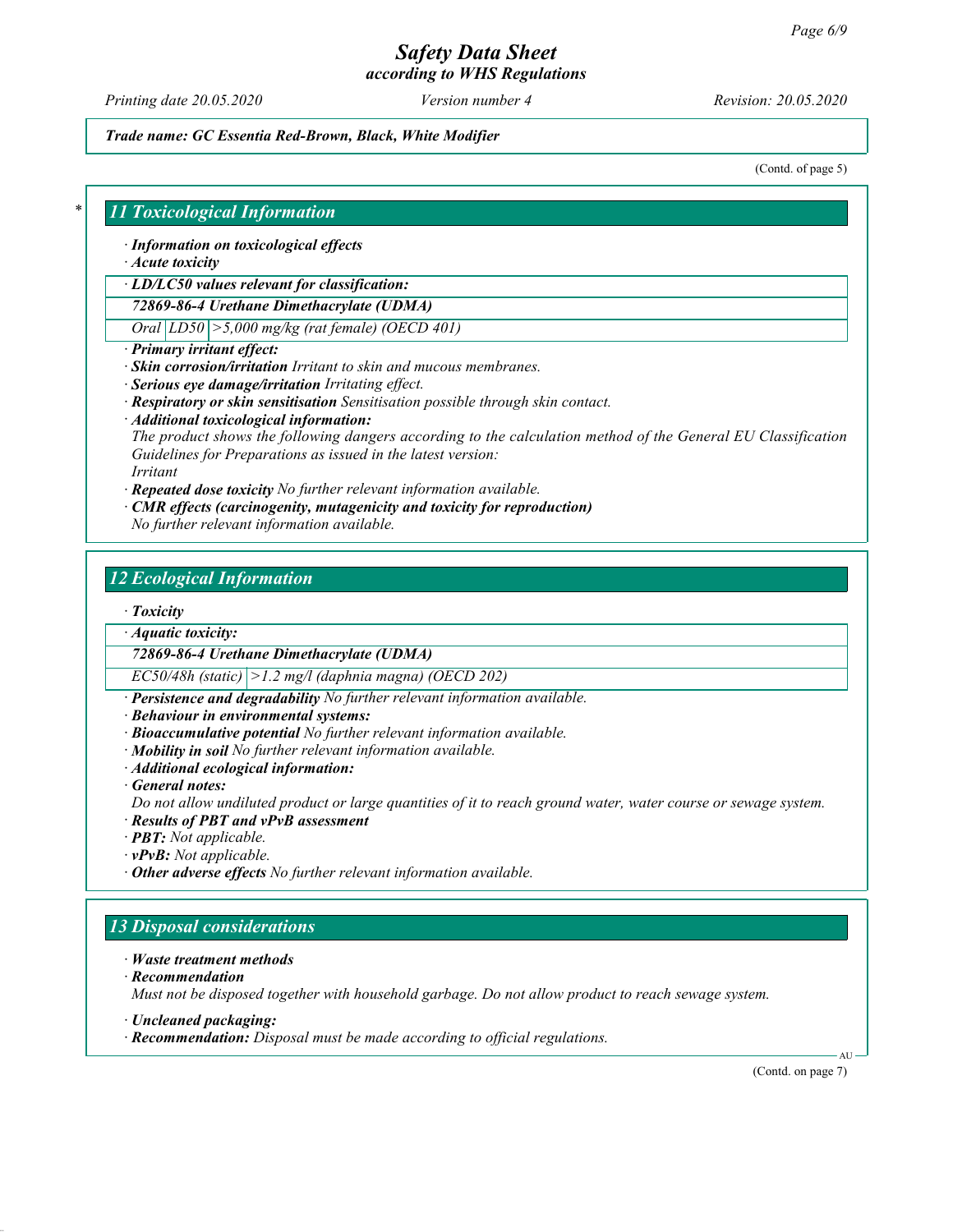Trade name: GC Essentia Red-Brown, Black, White Modifier

(Contd. of page 5)

## 11 Toxicological Information

· **Information on toxicological effects**
· **Acute toxicity**

| · LD/LC50 values relevant for classification: | | |
|---|---|---|
| **72869-86-4 Urethane Dimethacrylate (UDMA)** | | |
| Oral | LD50 | >5,000 mg/kg (rat female) (OECD 401) |

· **Primary irritant effect:**
· **Skin corrosion/irritation** Irritant to skin and mucous membranes.
· **Serious eye damage/irritation** Irritating effect.
· **Respiratory or skin sensitisation** Sensitisation possible through skin contact.
· **Additional toxicological information:**
The product shows the following dangers according to the calculation method of the General EU Classification Guidelines for Preparations as issued in the latest version:
Irritant
· **Repeated dose toxicity** No further relevant information available.
· **CMR effects (carcinogenity, mutagenicity and toxicity for reproduction)**
No further relevant information available.

## 12 Ecological Information

· **Toxicity**

| · Aquatic toxicity: | |
|---|---|
| **72869-86-4 Urethane Dimethacrylate (UDMA)** | |
| EC50/48h (static) | >1.2 mg/l (daphnia magna) (OECD 202) |

· **Persistence and degradability** No further relevant information available.
· **Behaviour in environmental systems:**
· **Bioaccumulative potential** No further relevant information available.
· **Mobility in soil** No further relevant information available.
· **Additional ecological information:**
· **General notes:**
Do not allow undiluted product or large quantities of it to reach ground water, water course or sewage system.
· **Results of PBT and vPvB assessment**
· **PBT:** Not applicable.
· **vPvB:** Not applicable.
· **Other adverse effects** No further relevant information available.

## 13 Disposal considerations

· **Waste treatment methods**
· **Recommendation**
Must not be disposed together with household garbage. Do not allow product to reach sewage system.

· **Uncleaned packaging:**
· **Recommendation:** Disposal must be made according to official regulations.

(Contd. on page 7)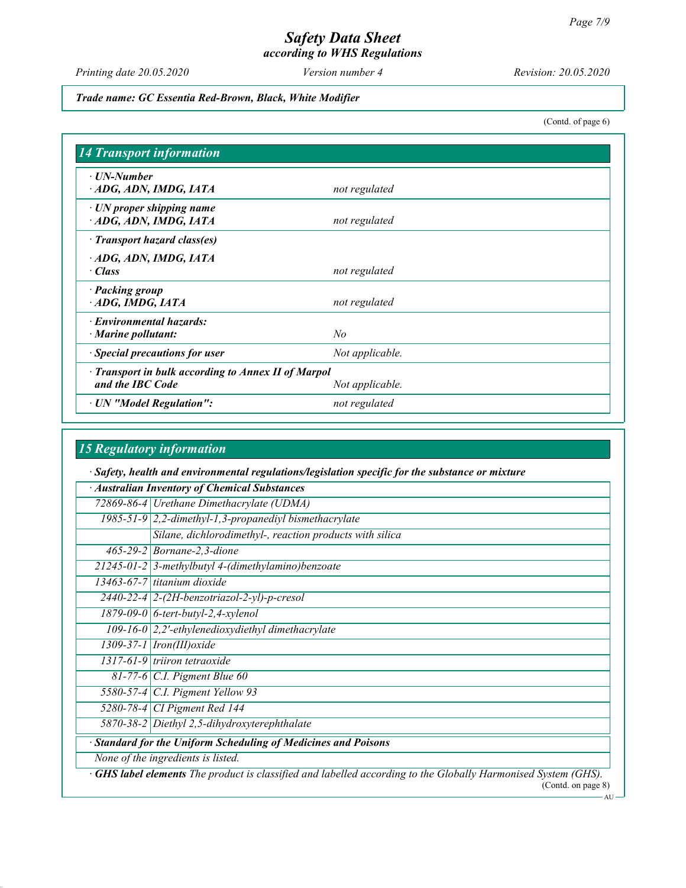*Trade name: GC Essentia Red-Brown, Black, White Modifier*

(Contd. of page 6)

## 14 Transport information

| | |
|---|---|
| · **UN-Number** · **ADG, ADN, IMDG, IATA** | not regulated |
| · **UN proper shipping name** · **ADG, ADN, IMDG, IATA** | not regulated |
| · **Transport hazard class(es)** · **ADG, ADN, IMDG, IATA** · **Class** | not regulated |
| · **Packing group** · **ADG, IMDG, IATA** | not regulated |
| · **Environmental hazards:** · **Marine pollutant:** | No |
| · **Special precautions for user** | Not applicable. |
| · **Transport in bulk according to Annex II of Marpol and the IBC Code** | Not applicable. |
| · **UN "Model Regulation":** | not regulated |

## 15 Regulatory information

· **Safety, health and environmental regulations/legislation specific for the substance or mixture**

| · **Australian Inventory of Chemical Substances** | |
|---|---|
| 72869-86-4 | Urethane Dimethacrylate (UDMA) |
| 1985-51-9 | 2,2-dimethyl-1,3-propanediyl bismethacrylate |
| | Silane, dichlorodimethyl-, reaction products with silica |
| 465-29-2 | Bornane-2,3-dione |
| 21245-01-2 | 3-methylbutyl 4-(dimethylamino)benzoate |
| 13463-67-7 | titanium dioxide |
| 2440-22-4 | 2-(2H-benzotriazol-2-yl)-p-cresol |
| 1879-09-0 | 6-tert-butyl-2,4-xylenol |
| 109-16-0 | 2,2'-ethylenedioxydiethyl dimethacrylate |
| 1309-37-1 | Iron(III)oxide |
| 1317-61-9 | triiron tetraoxide |
| 81-77-6 | C.I. Pigment Blue 60 |
| 5580-57-4 | C.I. Pigment Yellow 93 |
| 5280-78-4 | CI Pigment Red 144 |
| 5870-38-2 | Diethyl 2,5-dihydroxyterephthalate |

· **Standard for the Uniform Scheduling of Medicines and Poisons**

None of the ingredients is listed.

· **GHS label elements** The product is classified and labelled according to the Globally Harmonised System (GHS).

(Contd. on page 8)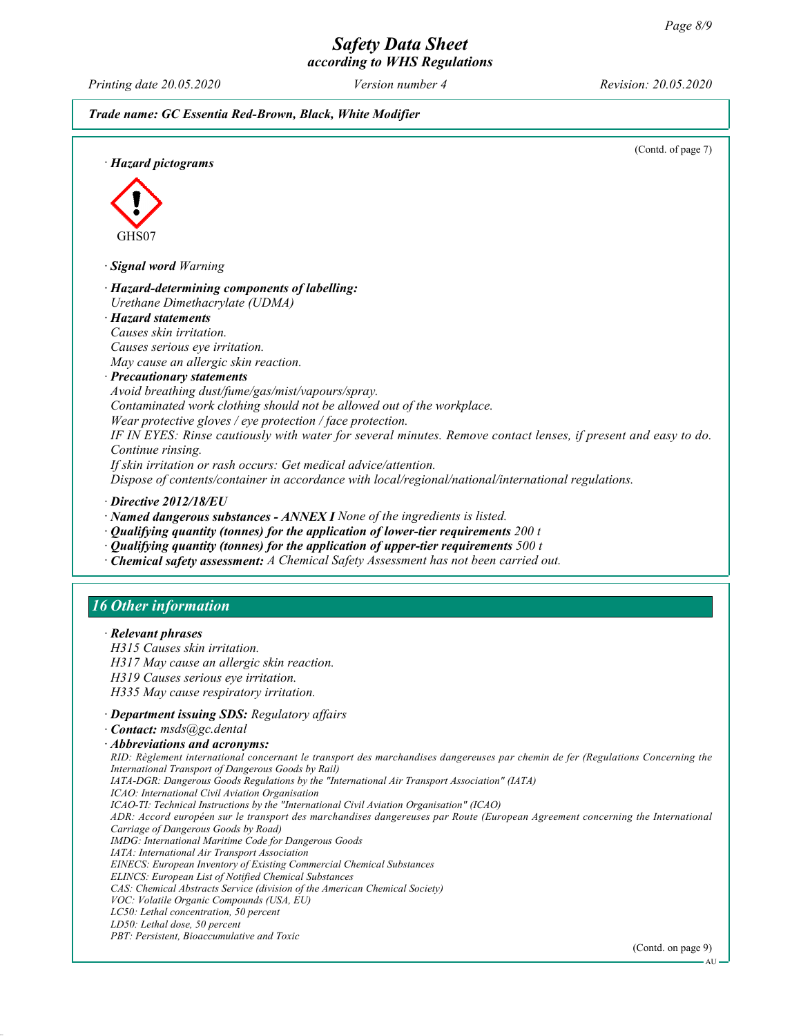*Trade name: GC Essentia Red-Brown, Black, White Modifier*

(Contd. of page 7)

· ***Hazard pictograms***

GHS07

· ***Signal word*** *Warning*

· ***Hazard-determining components of labelling:***
*Urethane Dimethacrylate (UDMA)*

· ***Hazard statements***
*Causes skin irritation.*
*Causes serious eye irritation.*
*May cause an allergic skin reaction.*

· ***Precautionary statements***
*Avoid breathing dust/fume/gas/mist/vapours/spray.*
*Contaminated work clothing should not be allowed out of the workplace.*
*Wear protective gloves / eye protection / face protection.*
*IF IN EYES: Rinse cautiously with water for several minutes. Remove contact lenses, if present and easy to do. Continue rinsing.*
*If skin irritation or rash occurs: Get medical advice/attention.*
*Dispose of contents/container in accordance with local/regional/national/international regulations.*

· ***Directive 2012/18/EU***
· ***Named dangerous substances - ANNEX I*** *None of the ingredients is listed.*
· ***Qualifying quantity (tonnes) for the application of lower-tier requirements*** *200 t*
· ***Qualifying quantity (tonnes) for the application of upper-tier requirements*** *500 t*
· ***Chemical safety assessment:*** *A Chemical Safety Assessment has not been carried out.*

## *16 Other information*

· ***Relevant phrases***
*H315 Causes skin irritation.*
*H317 May cause an allergic skin reaction.*
*H319 Causes serious eye irritation.*
*H335 May cause respiratory irritation.*

· ***Department issuing SDS:*** *Regulatory affairs*
· ***Contact:*** *msds@gc.dental*
· ***Abbreviations and acronyms:***
*RID: Règlement international concernant le transport des marchandises dangereuses par chemin de fer (Regulations Concerning the International Transport of Dangerous Goods by Rail)*
*IATA-DGR: Dangerous Goods Regulations by the "International Air Transport Association" (IATA)*
*ICAO: International Civil Aviation Organisation*
*ICAO-TI: Technical Instructions by the "International Civil Aviation Organisation" (ICAO)*
*ADR: Accord européen sur le transport des marchandises dangereuses par Route (European Agreement concerning the International Carriage of Dangerous Goods by Road)*
*IMDG: International Maritime Code for Dangerous Goods*
*IATA: International Air Transport Association*
*EINECS: European Inventory of Existing Commercial Chemical Substances*
*ELINCS: European List of Notified Chemical Substances*
*CAS: Chemical Abstracts Service (division of the American Chemical Society)*
*VOC: Volatile Organic Compounds (USA, EU)*
*LC50: Lethal concentration, 50 percent*
*LD50: Lethal dose, 50 percent*
*PBT: Persistent, Bioaccumulative and Toxic*

(Contd. on page 9)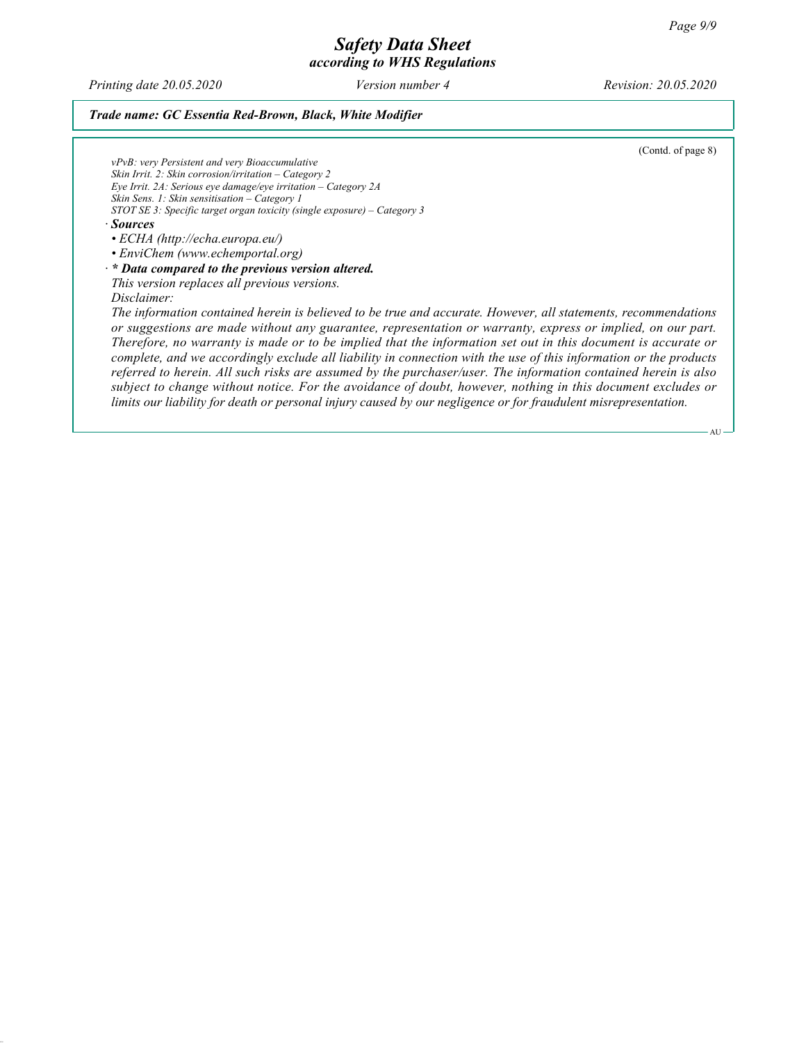*Trade name: GC Essentia Red-Brown, Black, White Modifier*

(Contd. of page 8)

*vPvB: very Persistent and very Bioaccumulative*
*Skin Irrit. 2: Skin corrosion/irritation – Category 2*
*Eye Irrit. 2A: Serious eye damage/eye irritation – Category 2A*
*Skin Sens. 1: Skin sensitisation – Category 1*
*STOT SE 3: Specific target organ toxicity (single exposure) – Category 3*

· ***Sources***

- *ECHA (http://echa.europa.eu/)*
- *EnviChem (www.echemportal.org)*

· ***\* Data compared to the previous version altered.***

*This version replaces all previous versions.*

*Disclaimer:*

*The information contained herein is believed to be true and accurate. However, all statements, recommendations or suggestions are made without any guarantee, representation or warranty, express or implied, on our part. Therefore, no warranty is made or to be implied that the information set out in this document is accurate or complete, and we accordingly exclude all liability in connection with the use of this information or the products referred to herein. All such risks are assumed by the purchaser/user. The information contained herein is also subject to change without notice. For the avoidance of doubt, however, nothing in this document excludes or limits our liability for death or personal injury caused by our negligence or for fraudulent misrepresentation.*

AU